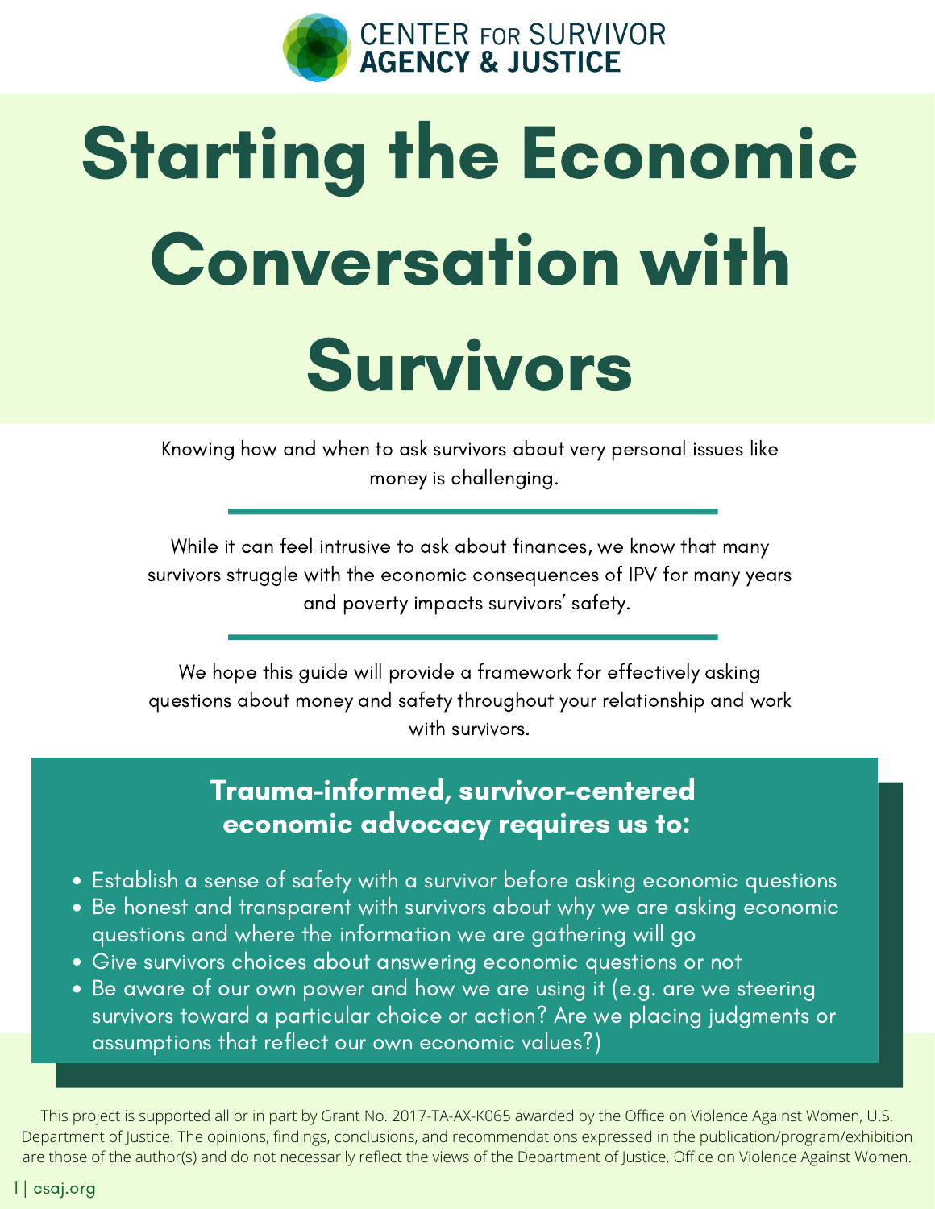CENTER FOR SURVIVOR AGENCY & JUSTICE

# Starting the Economic Conversation with Survivors

Knowing how and when to ask survivors about very personal issues like money is challenging.

---

While it can feel intrusive to ask about finances, we know that many survivors struggle with the economic consequences of IPV for many years and poverty impacts survivors' safety.

---

We hope this guide will provide a framework for effectively asking questions about money and safety throughout your relationship and work with survivors.

## Trauma-informed, survivor-centered economic advocacy requires us to:

- Establish a sense of safety with a survivor before asking economic questions
- Be honest and transparent with survivors about why we are asking economic questions and where the information we are gathering will go
- Give survivors choices about answering economic questions or not
- Be aware of our own power and how we are using it (e.g. are we steering survivors toward a particular choice or action? Are we placing judgments or assumptions that reflect our own economic values?)

This project is supported all or in part by Grant No. 2017-TA-AX-K065 awarded by the Office on Violence Against Women, U.S. Department of Justice. The opinions, findings, conclusions, and recommendations expressed in the publication/program/exhibition are those of the author(s) and do not necessarily reflect the views of the Department of Justice, Office on Violence Against Women.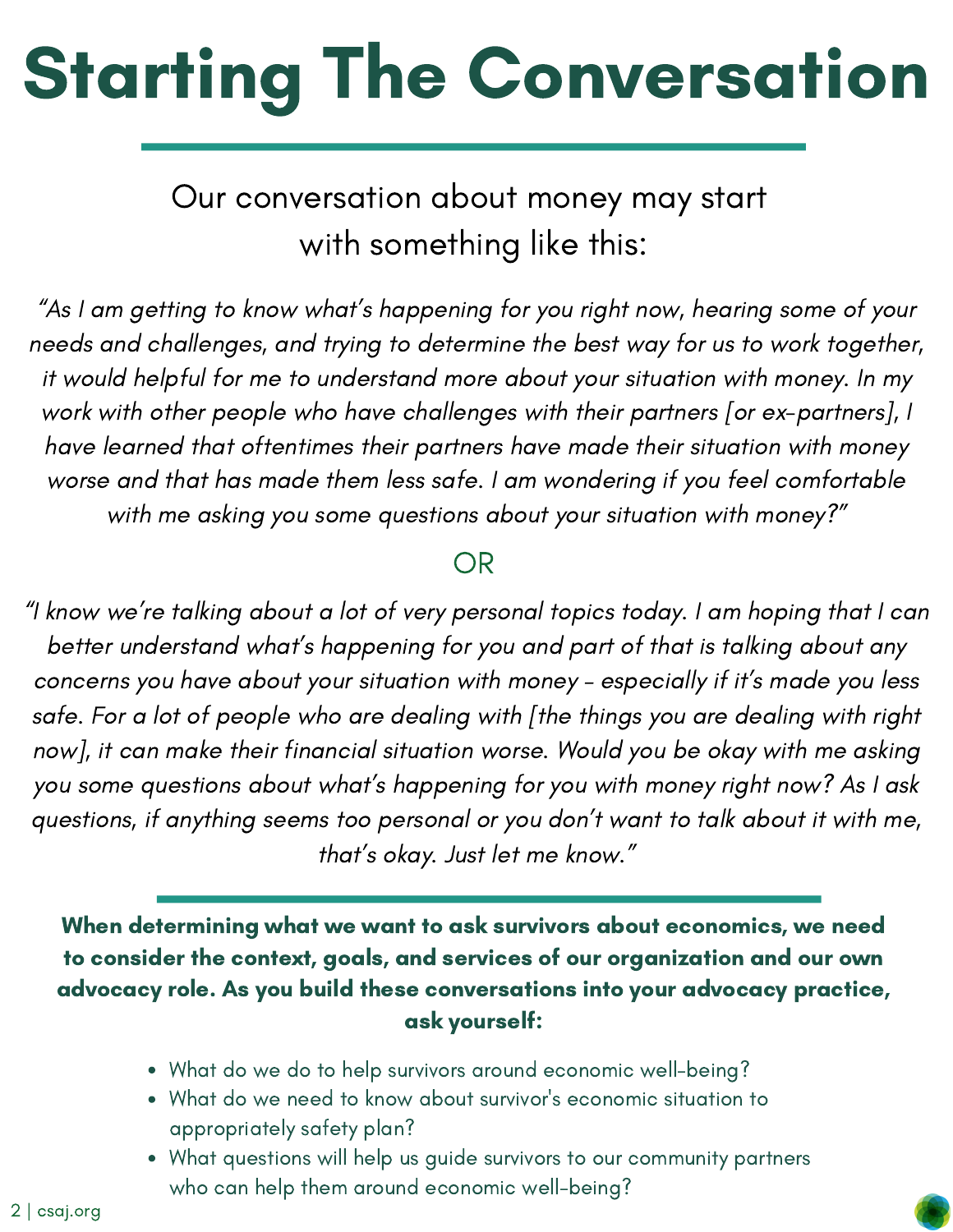# Starting The Conversation

Our conversation about money may start with something like this:

*"As I am getting to know what's happening for you right now, hearing some of your needs and challenges, and trying to determine the best way for us to work together, it would helpful for me to understand more about your situation with money. In my work with other people who have challenges with their partners [or ex-partners], I have learned that oftentimes their partners have made their situation with money worse and that has made them less safe. I am wondering if you feel comfortable with me asking you some questions about your situation with money?"*

OR

*"I know we're talking about a lot of very personal topics today. I am hoping that I can better understand what's happening for you and part of that is talking about any concerns you have about your situation with money - especially if it's made you less safe. For a lot of people who are dealing with [the things you are dealing with right now], it can make their financial situation worse. Would you be okay with me asking you some questions about what's happening for you with money right now? As I ask questions, if anything seems too personal or you don't want to talk about it with me, that's okay. Just let me know."*

**When determining what we want to ask survivors about economics, we need to consider the context, goals, and services of our organization and our own advocacy role. As you build these conversations into your advocacy practice, ask yourself:**

- What do we do to help survivors around economic well-being?
- What do we need to know about survivor's economic situation to appropriately safety plan?
- What questions will help us guide survivors to our community partners who can help them around economic well-being?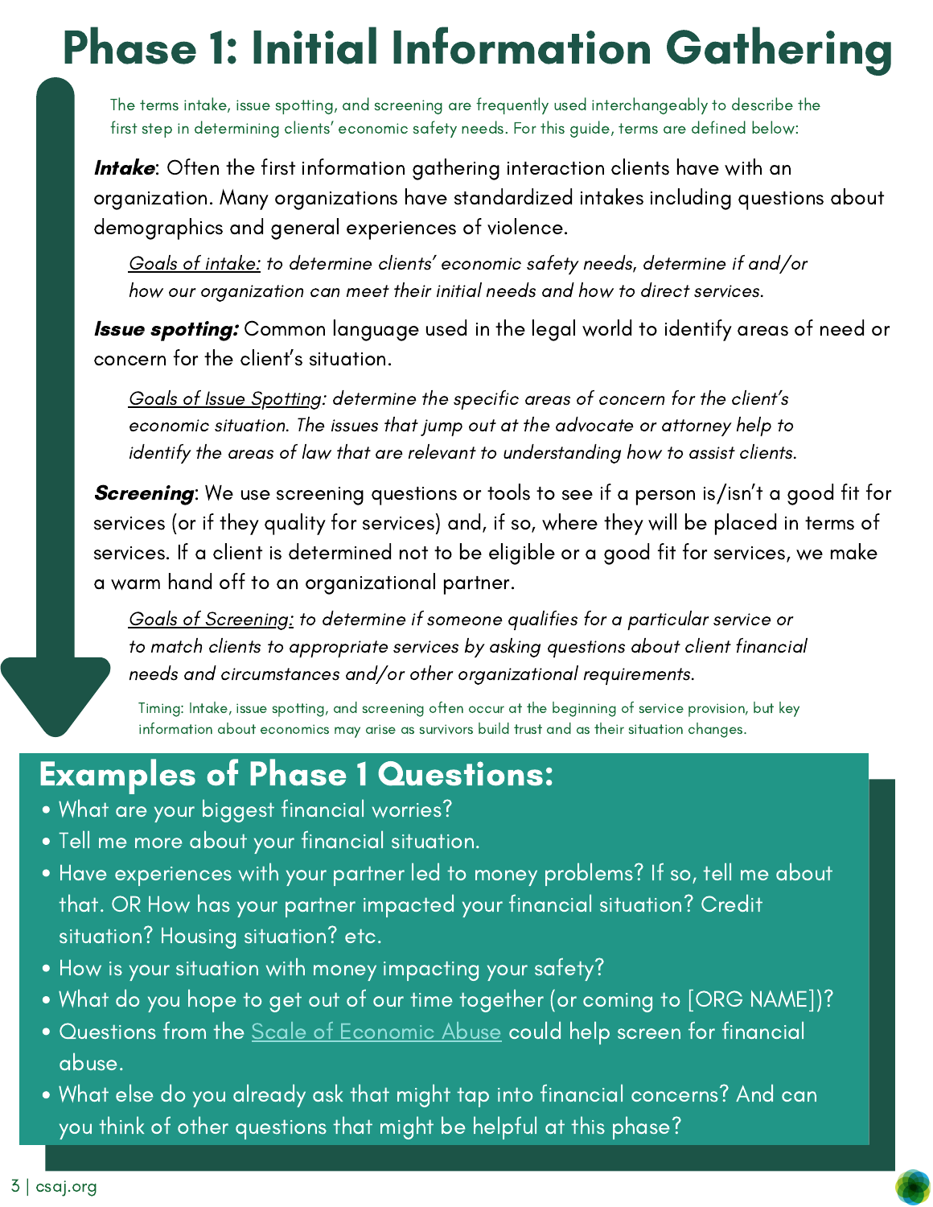# Phase 1: Initial Information Gathering

The terms intake, issue spotting, and screening are frequently used interchangeably to describe the first step in determining clients' economic safety needs. For this guide, terms are defined below:

***Intake***: Often the first information gathering interaction clients have with an organization. Many organizations have standardized intakes including questions about demographics and general experiences of violence.

> *Goals of intake: to determine clients' economic safety needs, determine if and/or how our organization can meet their initial needs and how to direct services.*

***Issue spotting:*** Common language used in the legal world to identify areas of need or concern for the client's situation.

> *Goals of Issue Spotting: determine the specific areas of concern for the client's economic situation. The issues that jump out at the advocate or attorney help to identify the areas of law that are relevant to understanding how to assist clients.*

***Screening***: We use screening questions or tools to see if a person is/isn't a good fit for services (or if they quality for services) and, if so, where they will be placed in terms of services. If a client is determined not to be eligible or a good fit for services, we make a warm hand off to an organizational partner.

> *Goals of Screening: to determine if someone qualifies for a particular service or to match clients to appropriate services by asking questions about client financial needs and circumstances and/or other organizational requirements.*

Timing: Intake, issue spotting, and screening often occur at the beginning of service provision, but key information about economics may arise as survivors build trust and as their situation changes.

## Examples of Phase 1 Questions:

- What are your biggest financial worries?
- Tell me more about your financial situation.
- Have experiences with your partner led to money problems? If so, tell me about that. OR How has your partner impacted your financial situation? Credit situation? Housing situation? etc.
- How is your situation with money impacting your safety?
- What do you hope to get out of our time together (or coming to [ORG NAME])?
- Questions from the Scale of Economic Abuse could help screen for financial abuse.
- What else do you already ask that might tap into financial concerns? And can you think of other questions that might be helpful at this phase?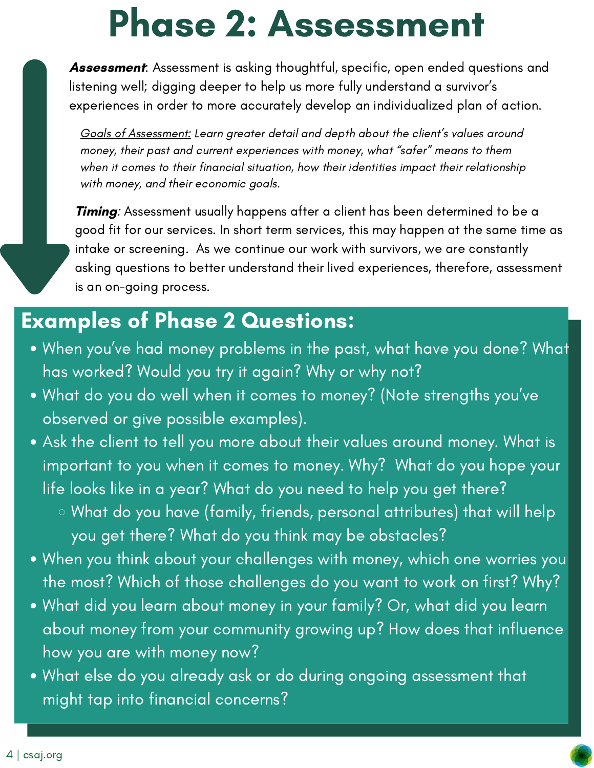# Phase 2: Assessment

***Assessment***: Assessment is asking thoughtful, specific, open ended questions and listening well; digging deeper to help us more fully understand a survivor's experiences in order to more accurately develop an individualized plan of action.

*Goals of Assessment: Learn greater detail and depth about the client's values around money, their past and current experiences with money, what "safer" means to them when it comes to their financial situation, how their identities impact their relationship with money, and their economic goals.*

***Timing***: Assessment usually happens after a client has been determined to be a good fit for our services. In short term services, this may happen at the same time as intake or screening. As we continue our work with survivors, we are constantly asking questions to better understand their lived experiences, therefore, assessment is an on-going process.

## Examples of Phase 2 Questions:

- When you've had money problems in the past, what have you done? What has worked? Would you try it again? Why or why not?
- What do you do well when it comes to money? (Note strengths you've observed or give possible examples).
- Ask the client to tell you more about their values around money. What is important to you when it comes to money. Why? What do you hope your life looks like in a year? What do you need to help you get there?
    - What do you have (family, friends, personal attributes) that will help you get there? What do you think may be obstacles?
- When you think about your challenges with money, which one worries you the most? Which of those challenges do you want to work on first? Why?
- What did you learn about money in your family? Or, what did you learn about money from your community growing up? How does that influence how you are with money now?
- What else do you already ask or do during ongoing assessment that might tap into financial concerns?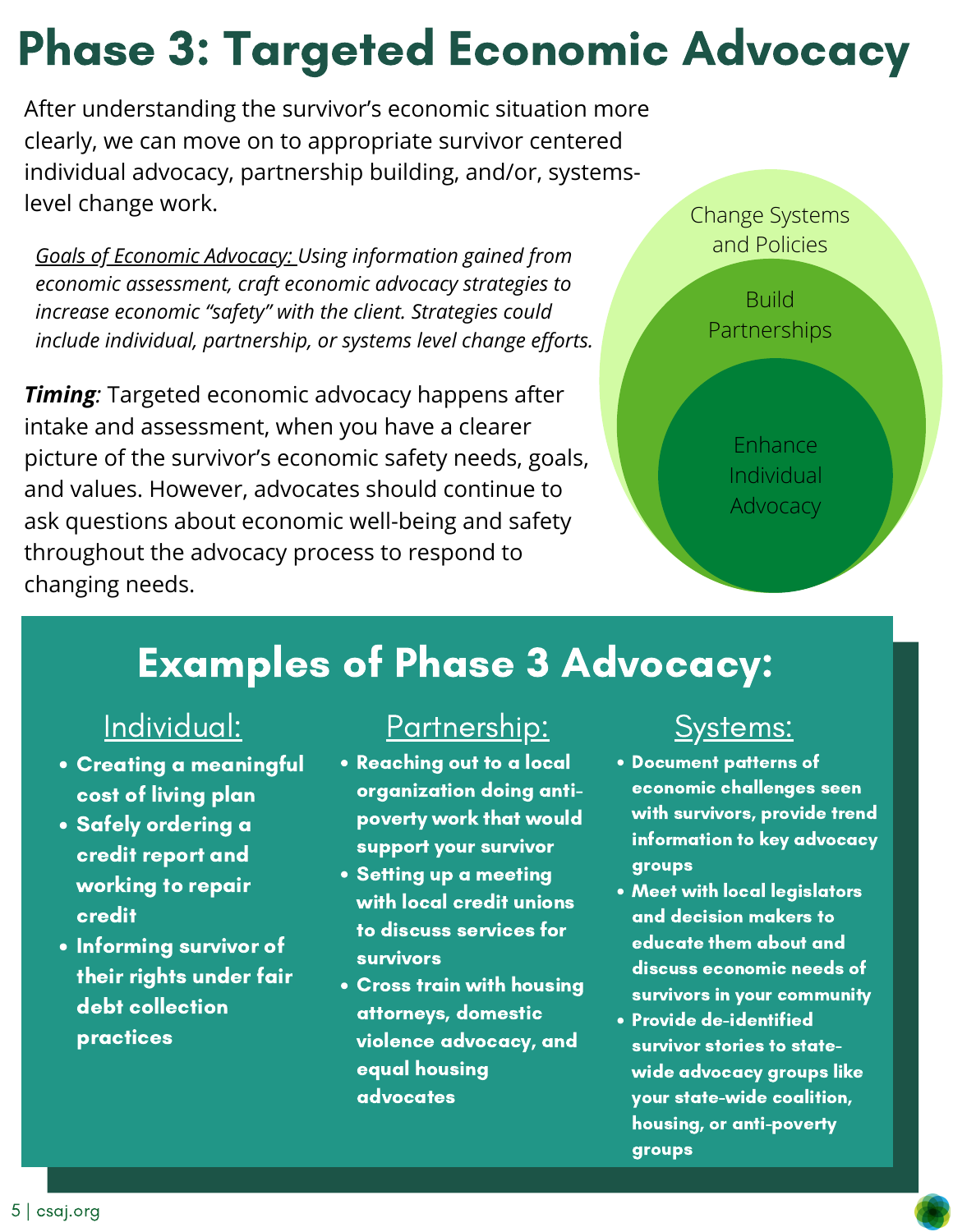# Phase 3: Targeted Economic Advocacy

After understanding the survivor's economic situation more clearly, we can move on to appropriate survivor centered individual advocacy, partnership building, and/or, systems-level change work.

*Goals of Economic Advocacy: Using information gained from economic assessment, craft economic advocacy strategies to increase economic "safety" with the client. Strategies could include individual, partnership, or systems level change efforts.*

***Timing***: Targeted economic advocacy happens after intake and assessment, when you have a clearer picture of the survivor's economic safety needs, goals, and values. However, advocates should continue to ask questions about economic well-being and safety throughout the advocacy process to respond to changing needs.

Change Systems and Policies

Build Partnerships

Enhance Individual Advocacy

## Examples of Phase 3 Advocacy:

### Individual:

- **Creating a meaningful cost of living plan**
- **Safely ordering a credit report and working to repair credit**
- **Informing survivor of their rights under fair debt collection practices**

### Partnership:

- **Reaching out to a local organization doing anti-poverty work that would support your survivor**
- **Setting up a meeting with local credit unions to discuss services for survivors**
- **Cross train with housing attorneys, domestic violence advocacy, and equal housing advocates**

### Systems:

- **Document patterns of economic challenges seen with survivors, provide trend information to key advocacy groups**
- **Meet with local legislators and decision makers to educate them about and discuss economic needs of survivors in your community**
- **Provide de-identified survivor stories to state-wide advocacy groups like your state-wide coalition, housing, or anti-poverty groups**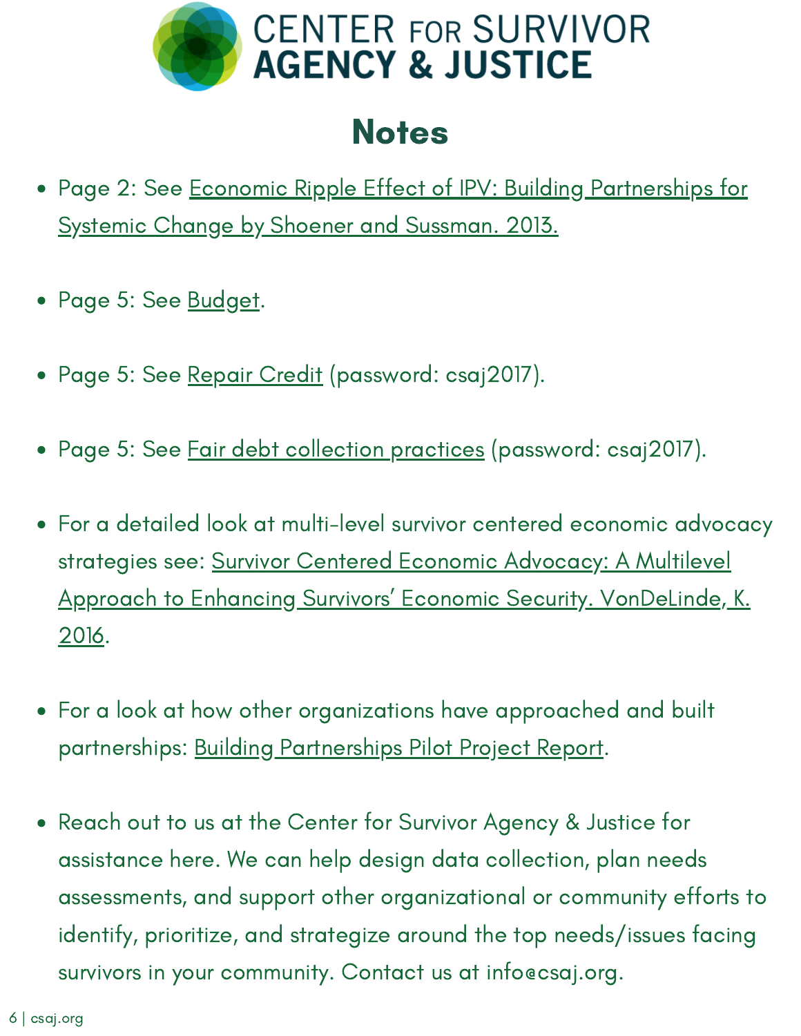CENTER FOR SURVIVOR AGENCY & JUSTICE

# Notes

- Page 2: See Economic Ripple Effect of IPV: Building Partnerships for Systemic Change by Shoener and Sussman. 2013.
- Page 5: See Budget.
- Page 5: See Repair Credit (password: csaj2017).
- Page 5: See Fair debt collection practices (password: csaj2017).
- For a detailed look at multi-level survivor centered economic advocacy strategies see: Survivor Centered Economic Advocacy: A Multilevel Approach to Enhancing Survivors' Economic Security. VonDeLinde, K. 2016.
- For a look at how other organizations have approached and built partnerships: Building Partnerships Pilot Project Report.
- Reach out to us at the Center for Survivor Agency & Justice for assistance here. We can help design data collection, plan needs assessments, and support other organizational or community efforts to identify, prioritize, and strategize around the top needs/issues facing survivors in your community. Contact us at info@csaj.org.